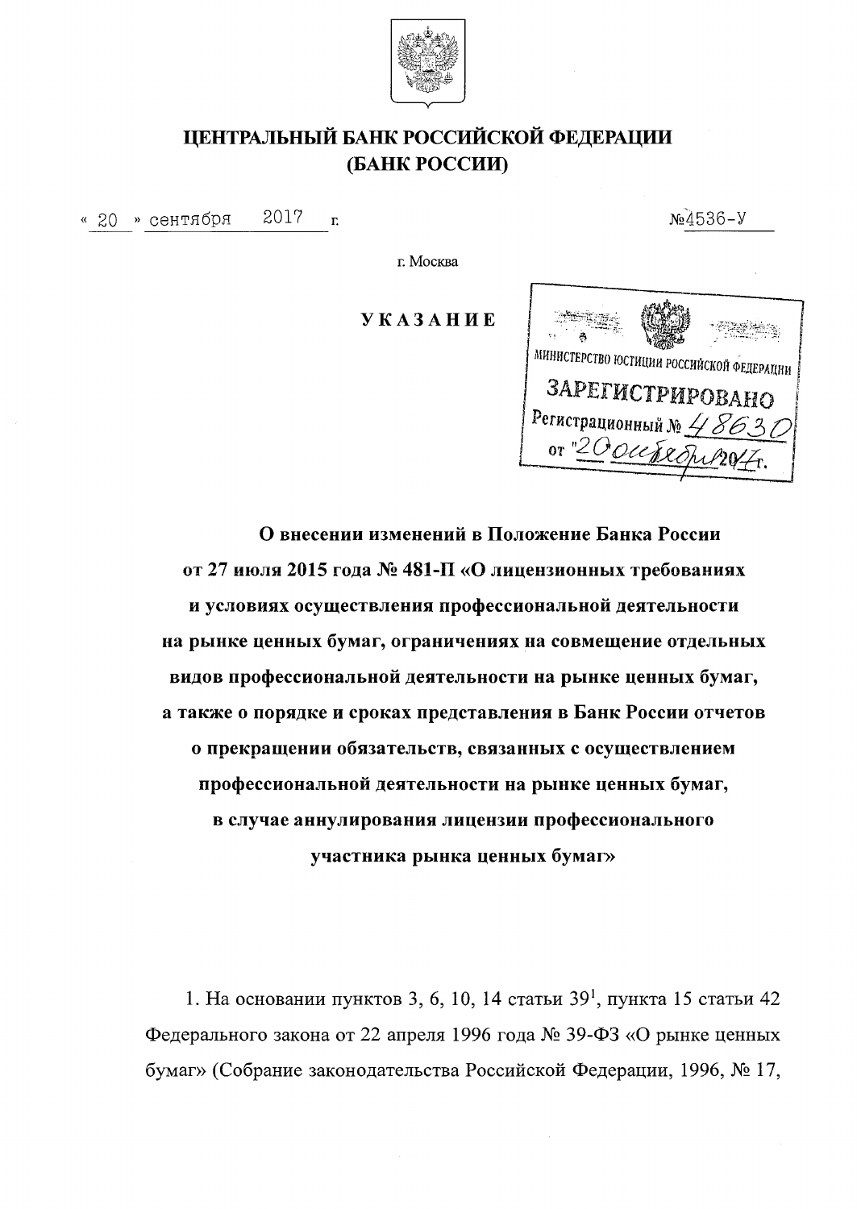# ЦЕНТРАЛЬНЫЙ БАНК РОССИЙСКОЙ ФЕДЕРАЦИИ (БАНК РОССИИ)

« 20 » сентября 2017 г. №4536-У

г. Москва

## УКАЗАНИЕ

МИНИСТЕРСТВО ЮСТИЦИИ РОССИЙСКОЙ ФЕДЕРАЦИИ
ЗАРЕГИСТРИРОВАНО
Регистрационный № 48630
от "20" октября 2017г.

**О внесении изменений в Положение Банка России от 27 июля 2015 года № 481-П «О лицензионных требованиях и условиях осуществления профессиональной деятельности на рынке ценных бумаг, ограничениях на совмещение отдельных видов профессиональной деятельности на рынке ценных бумаг, а также о порядке и сроках представления в Банк России отчетов о прекращении обязательств, связанных с осуществлением профессиональной деятельности на рынке ценных бумаг, в случае аннулирования лицензии профессионального участника рынка ценных бумаг»**

1. На основании пунктов 3, 6, 10, 14 статьи 39[1], пункта 15 статьи 42 Федерального закона от 22 апреля 1996 года № 39-ФЗ «О рынке ценных бумаг» (Собрание законодательства Российской Федерации, 1996, № 17,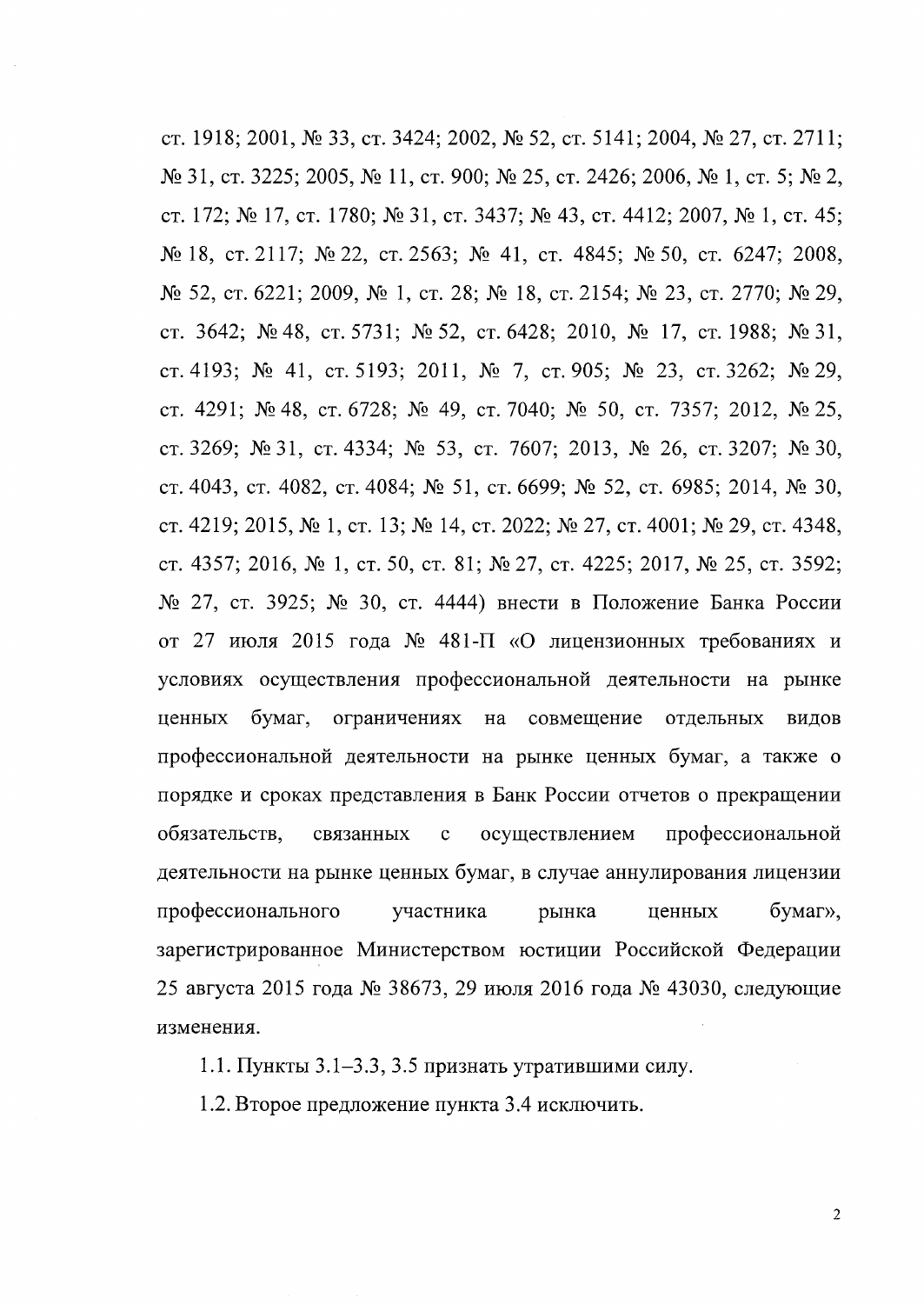ст. 1918; 2001, № 33, ст. 3424; 2002, № 52, ст. 5141; 2004, № 27, ст. 2711; № 31, ст. 3225; 2005, № 11, ст. 900; № 25, ст. 2426; 2006, № 1, ст. 5; № 2, ст. 172; № 17, ст. 1780; № 31, ст. 3437; № 43, ст. 4412; 2007, № 1, ст. 45; № 18, ст. 2117; № 22, ст. 2563; № 41, ст. 4845; № 50, ст. 6247; 2008, № 52, ст. 6221; 2009, № 1, ст. 28; № 18, ст. 2154; № 23, ст. 2770; № 29, ст. 3642; № 48, ст. 5731; № 52, ст. 6428; 2010, № 17, ст. 1988; № 31, ст. 4193; № 41, ст. 5193; 2011, № 7, ст. 905; № 23, ст. 3262; № 29, ст. 4291; № 48, ст. 6728; № 49, ст. 7040; № 50, ст. 7357; 2012, № 25, ст. 3269; № 31, ст. 4334; № 53, ст. 7607; 2013, № 26, ст. 3207; № 30, ст. 4043, ст. 4082, ст. 4084; № 51, ст. 6699; № 52, ст. 6985; 2014, № 30, ст. 4219; 2015, № 1, ст. 13; № 14, ст. 2022; № 27, ст. 4001; № 29, ст. 4348, ст. 4357; 2016, № 1, ст. 50, ст. 81; № 27, ст. 4225; 2017, № 25, ст. 3592; № 27, ст. 3925; № 30, ст. 4444) внести в Положение Банка России от 27 июля 2015 года № 481-П «О лицензионных требованиях и условиях осуществления профессиональной деятельности на рынке ценных бумаг, ограничениях на совмещение отдельных видов профессиональной деятельности на рынке ценных бумаг, а также о порядке и сроках представления в Банк России отчетов о прекращении обязательств, связанных с осуществлением профессиональной деятельности на рынке ценных бумаг, в случае аннулирования лицензии профессионального участника рынка ценных бумаг», зарегистрированное Министерством юстиции Российской Федерации 25 августа 2015 года № 38673, 29 июля 2016 года № 43030, следующие изменения.

1.1. Пункты 3.1–3.3, 3.5 признать утратившими силу.

1.2. Второе предложение пункта 3.4 исключить.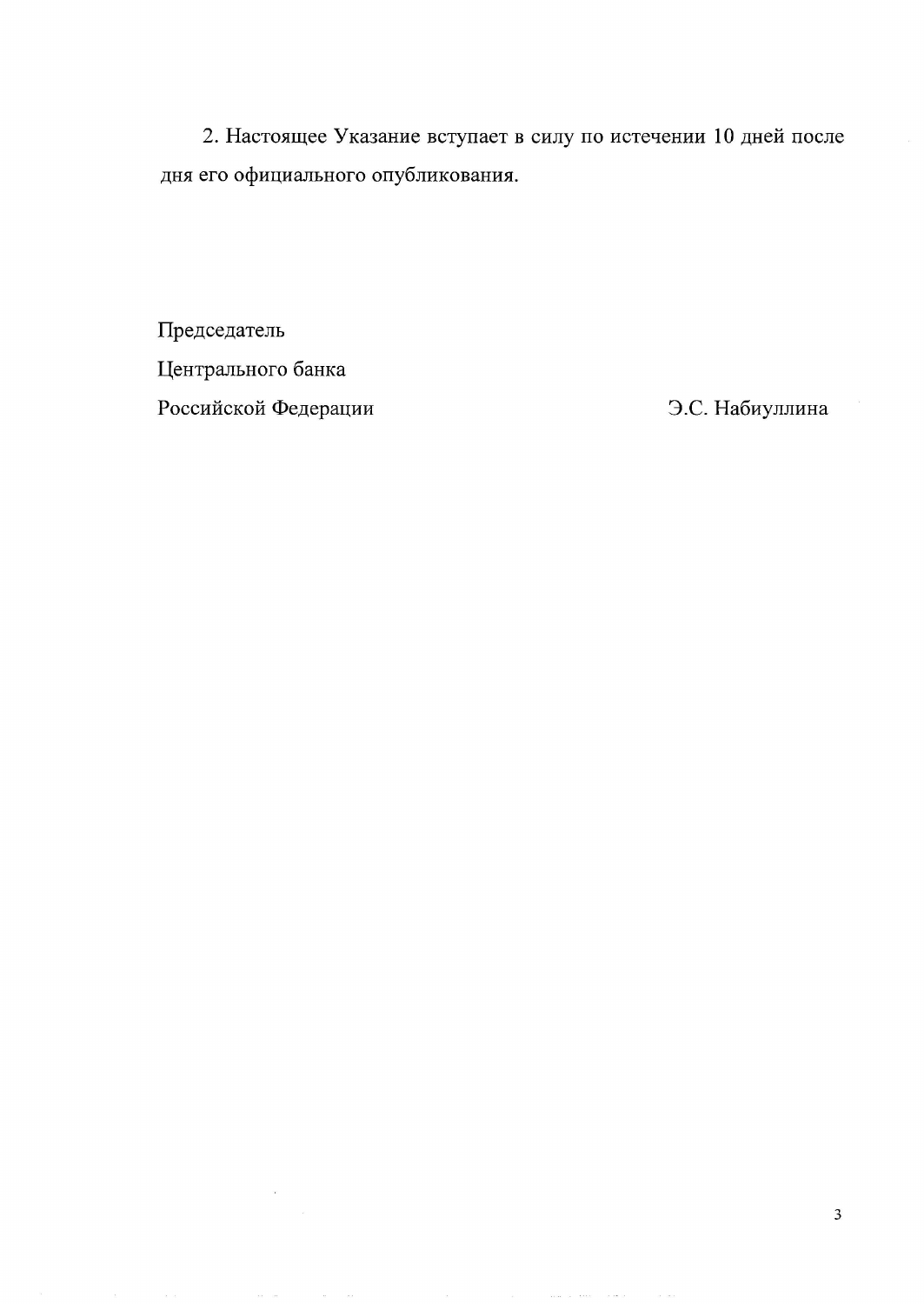2. Настоящее Указание вступает в силу по истечении 10 дней после дня его официального опубликования.

Председатель
Центрального банка
Российской Федерации Э.С. Набиуллина